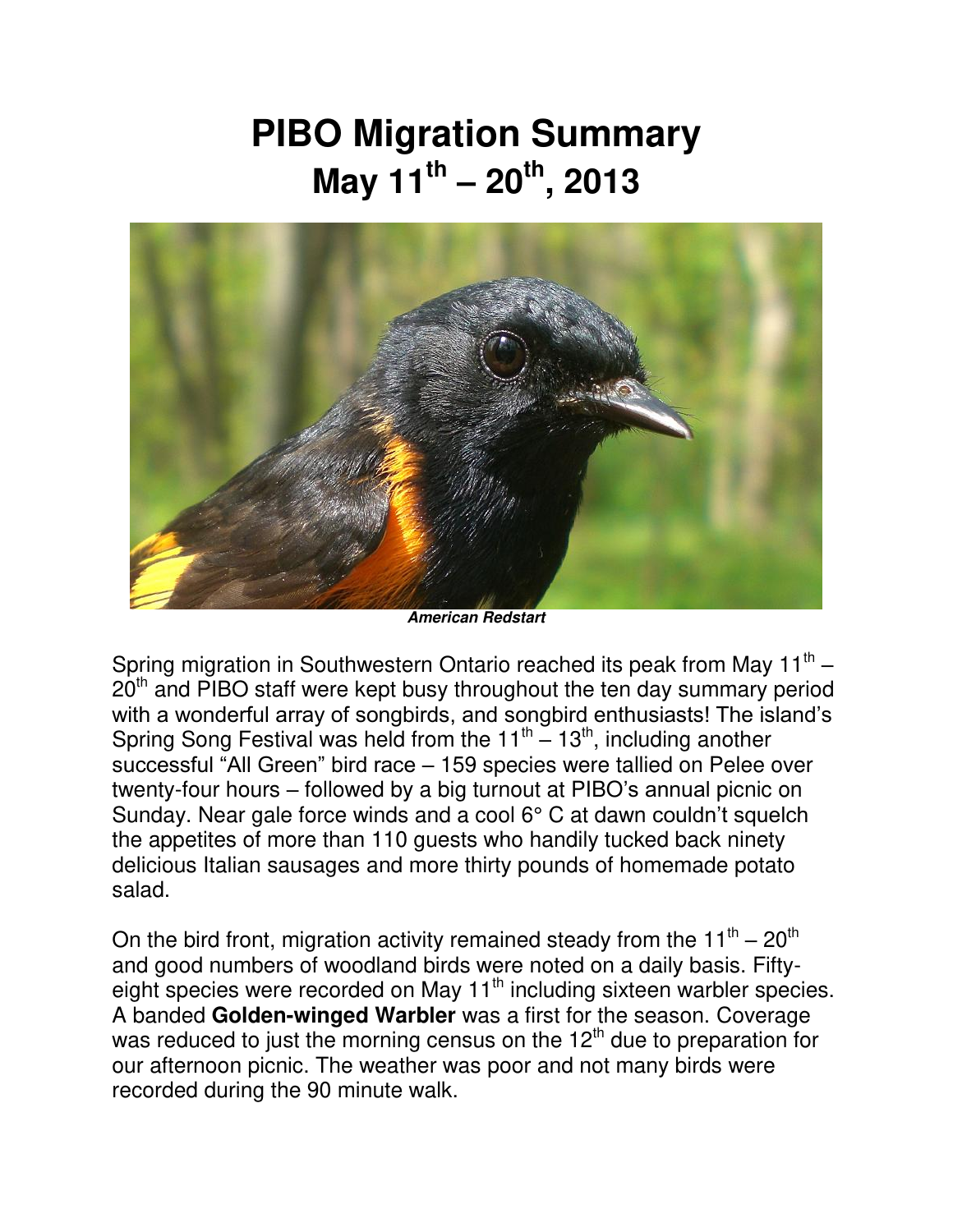# PIBO Migration Summary
# May 11th – 20th, 2013

***American Redstart***

Spring migration in Southwestern Ontario reached its peak from May 11th – 20th and PIBO staff were kept busy throughout the ten day summary period with a wonderful array of songbirds, and songbird enthusiasts! The island's Spring Song Festival was held from the 11th – 13th, including another successful "All Green" bird race – 159 species were tallied on Pelee over twenty-four hours – followed by a big turnout at PIBO's annual picnic on Sunday. Near gale force winds and a cool 6° C at dawn couldn't squelch the appetites of more than 110 guests who handily tucked back ninety delicious Italian sausages and more thirty pounds of homemade potato salad.

On the bird front, migration activity remained steady from the 11th – 20th and good numbers of woodland birds were noted on a daily basis. Fifty-eight species were recorded on May 11th including sixteen warbler species. A banded **Golden-winged Warbler** was a first for the season. Coverage was reduced to just the morning census on the 12th due to preparation for our afternoon picnic. The weather was poor and not many birds were recorded during the 90 minute walk.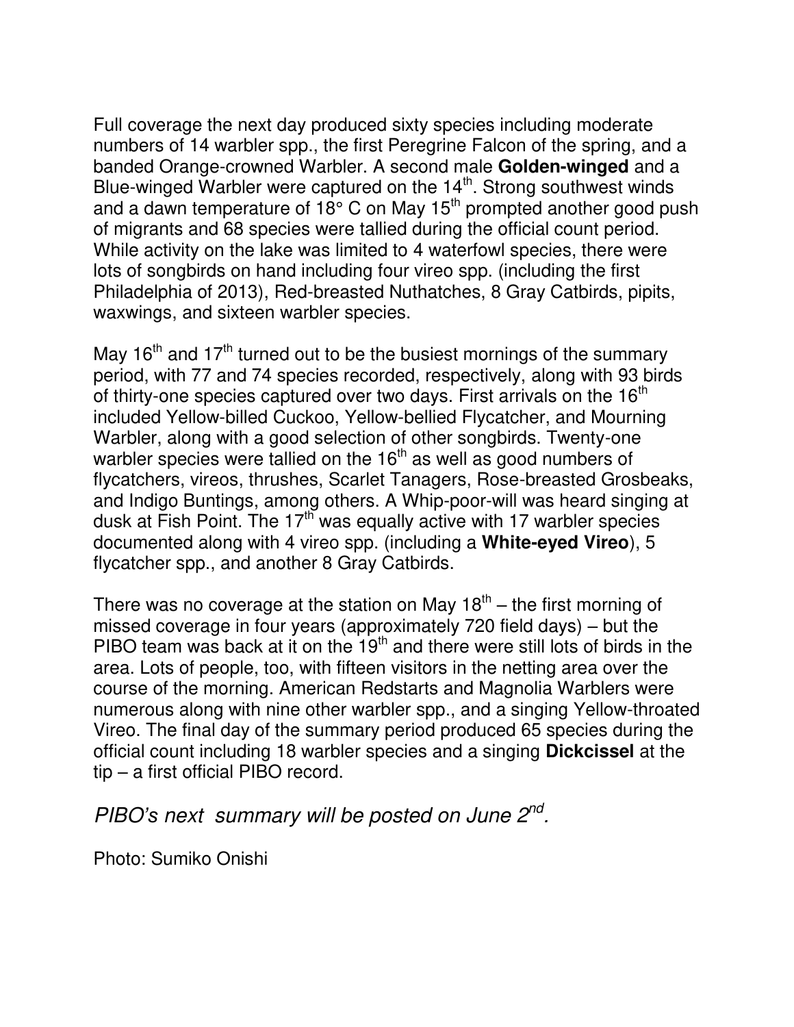Full coverage the next day produced sixty species including moderate numbers of 14 warbler spp., the first Peregrine Falcon of the spring, and a banded Orange-crowned Warbler. A second male **Golden-winged** and a Blue-winged Warbler were captured on the 14th. Strong southwest winds and a dawn temperature of 18° C on May 15th prompted another good push of migrants and 68 species were tallied during the official count period. While activity on the lake was limited to 4 waterfowl species, there were lots of songbirds on hand including four vireo spp. (including the first Philadelphia of 2013), Red-breasted Nuthatches, 8 Gray Catbirds, pipits, waxwings, and sixteen warbler species.

May 16th and 17th turned out to be the busiest mornings of the summary period, with 77 and 74 species recorded, respectively, along with 93 birds of thirty-one species captured over two days. First arrivals on the 16th included Yellow-billed Cuckoo, Yellow-bellied Flycatcher, and Mourning Warbler, along with a good selection of other songbirds. Twenty-one warbler species were tallied on the 16th as well as good numbers of flycatchers, vireos, thrushes, Scarlet Tanagers, Rose-breasted Grosbeaks, and Indigo Buntings, among others. A Whip-poor-will was heard singing at dusk at Fish Point. The 17th was equally active with 17 warbler species documented along with 4 vireo spp. (including a **White-eyed Vireo**), 5 flycatcher spp., and another 8 Gray Catbirds.

There was no coverage at the station on May 18th – the first morning of missed coverage in four years (approximately 720 field days) – but the PIBO team was back at it on the 19th and there were still lots of birds in the area. Lots of people, too, with fifteen visitors in the netting area over the course of the morning. American Redstarts and Magnolia Warblers were numerous along with nine other warbler spp., and a singing Yellow-throated Vireo. The final day of the summary period produced 65 species during the official count including 18 warbler species and a singing **Dickcissel** at the tip – a first official PIBO record.

*PIBO's next summary will be posted on June 2nd.*

Photo: Sumiko Onishi